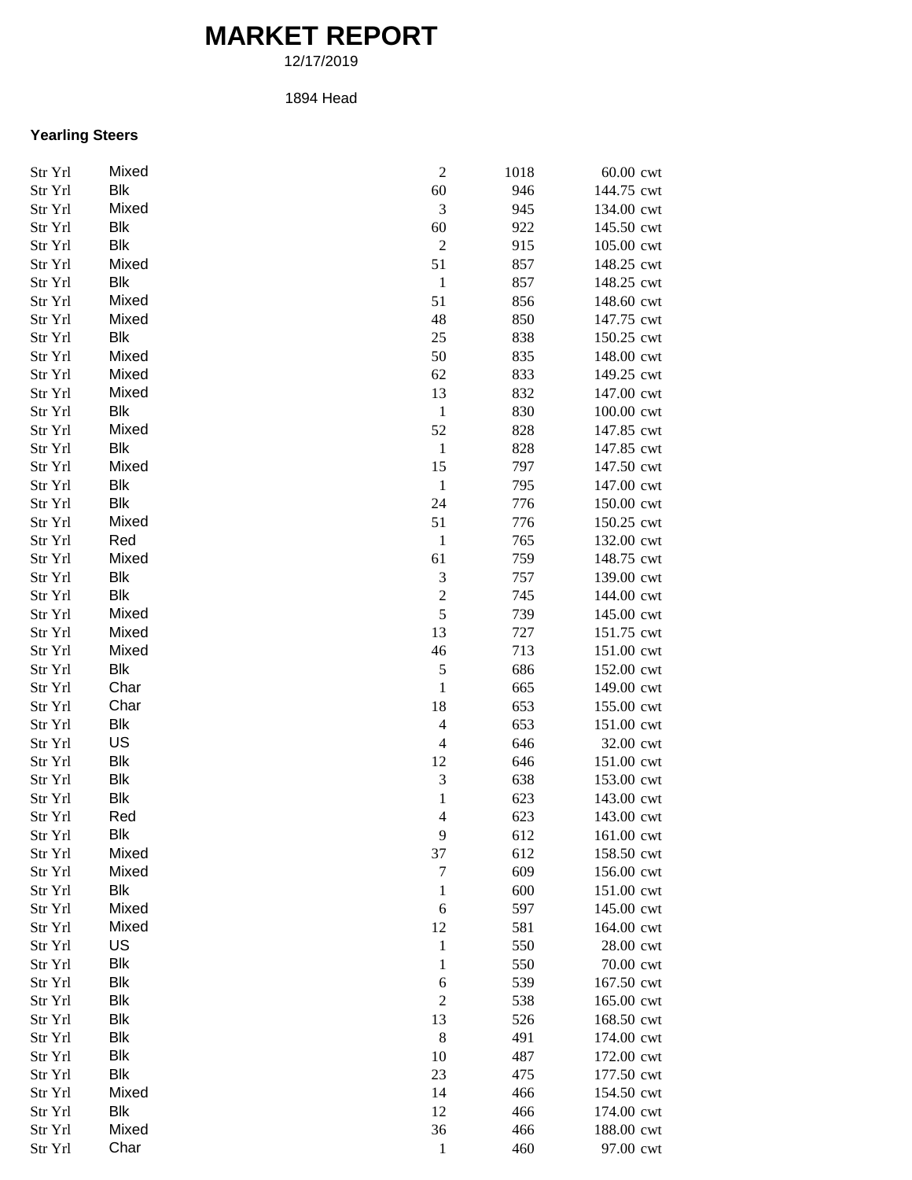# MARKET REPORT

12/17/2019

1894 Head

### Yearling Steers

| | | | | |
|---|---|---|---|---|
| Str Yrl | Mixed | 2 | 1018 | 60.00 cwt |
| Str Yrl | Blk | 60 | 946 | 144.75 cwt |
| Str Yrl | Mixed | 3 | 945 | 134.00 cwt |
| Str Yrl | Blk | 60 | 922 | 145.50 cwt |
| Str Yrl | Blk | 2 | 915 | 105.00 cwt |
| Str Yrl | Mixed | 51 | 857 | 148.25 cwt |
| Str Yrl | Blk | 1 | 857 | 148.25 cwt |
| Str Yrl | Mixed | 51 | 856 | 148.60 cwt |
| Str Yrl | Mixed | 48 | 850 | 147.75 cwt |
| Str Yrl | Blk | 25 | 838 | 150.25 cwt |
| Str Yrl | Mixed | 50 | 835 | 148.00 cwt |
| Str Yrl | Mixed | 62 | 833 | 149.25 cwt |
| Str Yrl | Mixed | 13 | 832 | 147.00 cwt |
| Str Yrl | Blk | 1 | 830 | 100.00 cwt |
| Str Yrl | Mixed | 52 | 828 | 147.85 cwt |
| Str Yrl | Blk | 1 | 828 | 147.85 cwt |
| Str Yrl | Mixed | 15 | 797 | 147.50 cwt |
| Str Yrl | Blk | 1 | 795 | 147.00 cwt |
| Str Yrl | Blk | 24 | 776 | 150.00 cwt |
| Str Yrl | Mixed | 51 | 776 | 150.25 cwt |
| Str Yrl | Red | 1 | 765 | 132.00 cwt |
| Str Yrl | Mixed | 61 | 759 | 148.75 cwt |
| Str Yrl | Blk | 3 | 757 | 139.00 cwt |
| Str Yrl | Blk | 2 | 745 | 144.00 cwt |
| Str Yrl | Mixed | 5 | 739 | 145.00 cwt |
| Str Yrl | Mixed | 13 | 727 | 151.75 cwt |
| Str Yrl | Mixed | 46 | 713 | 151.00 cwt |
| Str Yrl | Blk | 5 | 686 | 152.00 cwt |
| Str Yrl | Char | 1 | 665 | 149.00 cwt |
| Str Yrl | Char | 18 | 653 | 155.00 cwt |
| Str Yrl | Blk | 4 | 653 | 151.00 cwt |
| Str Yrl | US | 4 | 646 | 32.00 cwt |
| Str Yrl | Blk | 12 | 646 | 151.00 cwt |
| Str Yrl | Blk | 3 | 638 | 153.00 cwt |
| Str Yrl | Blk | 1 | 623 | 143.00 cwt |
| Str Yrl | Red | 4 | 623 | 143.00 cwt |
| Str Yrl | Blk | 9 | 612 | 161.00 cwt |
| Str Yrl | Mixed | 37 | 612 | 158.50 cwt |
| Str Yrl | Mixed | 7 | 609 | 156.00 cwt |
| Str Yrl | Blk | 1 | 600 | 151.00 cwt |
| Str Yrl | Mixed | 6 | 597 | 145.00 cwt |
| Str Yrl | Mixed | 12 | 581 | 164.00 cwt |
| Str Yrl | US | 1 | 550 | 28.00 cwt |
| Str Yrl | Blk | 1 | 550 | 70.00 cwt |
| Str Yrl | Blk | 6 | 539 | 167.50 cwt |
| Str Yrl | Blk | 2 | 538 | 165.00 cwt |
| Str Yrl | Blk | 13 | 526 | 168.50 cwt |
| Str Yrl | Blk | 8 | 491 | 174.00 cwt |
| Str Yrl | Blk | 10 | 487 | 172.00 cwt |
| Str Yrl | Blk | 23 | 475 | 177.50 cwt |
| Str Yrl | Mixed | 14 | 466 | 154.50 cwt |
| Str Yrl | Blk | 12 | 466 | 174.00 cwt |
| Str Yrl | Mixed | 36 | 466 | 188.00 cwt |
| Str Yrl | Char | 1 | 460 | 97.00 cwt |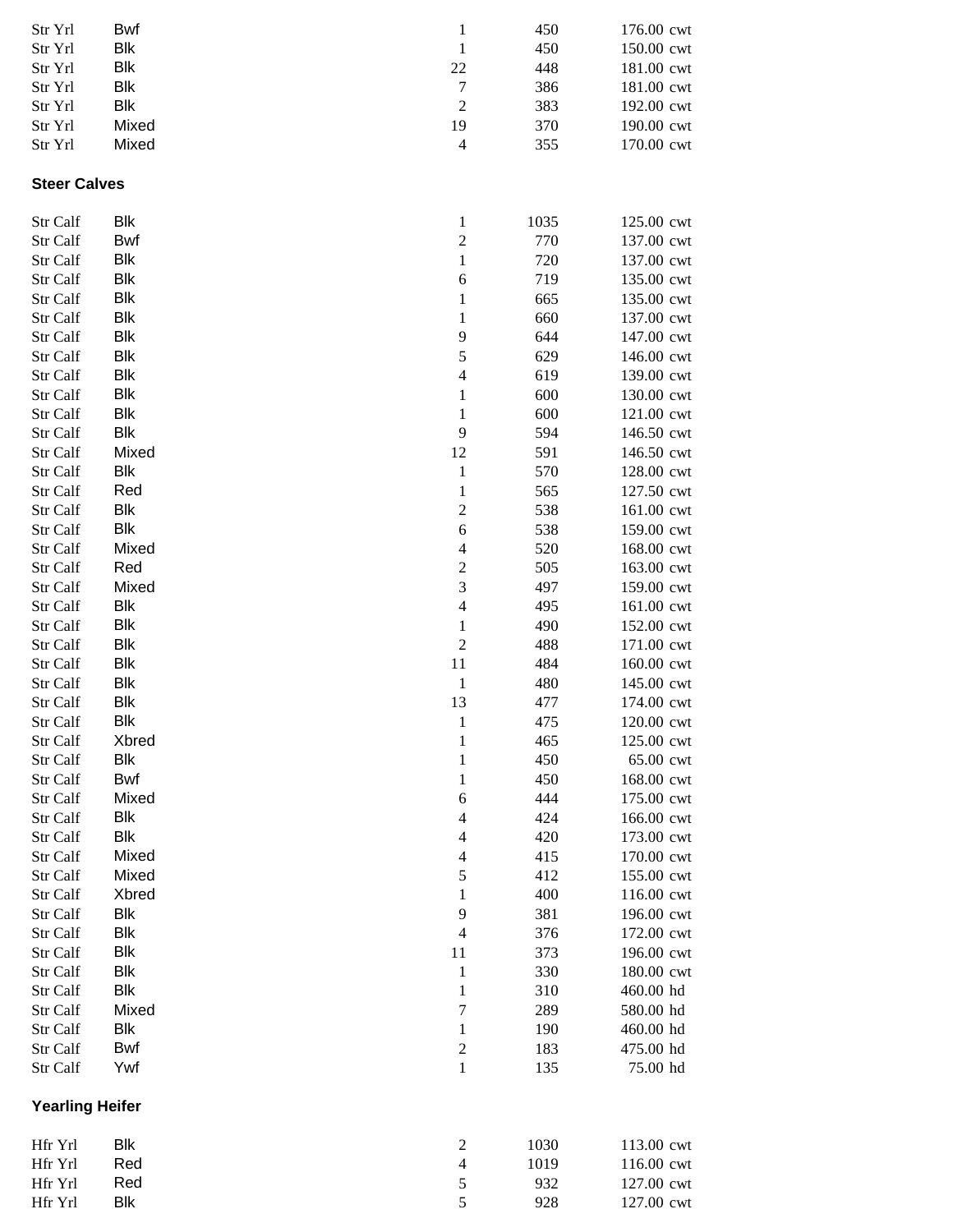| | | | | |
|---|---|---|---|---|
| Str Yrl | Bwf | 1 | 450 | 176.00 cwt |
| Str Yrl | Blk | 1 | 450 | 150.00 cwt |
| Str Yrl | Blk | 22 | 448 | 181.00 cwt |
| Str Yrl | Blk | 7 | 386 | 181.00 cwt |
| Str Yrl | Blk | 2 | 383 | 192.00 cwt |
| Str Yrl | Mixed | 19 | 370 | 190.00 cwt |
| Str Yrl | Mixed | 4 | 355 | 170.00 cwt |

**Steer Calves**

| | | | | |
|---|---|---|---|---|
| Str Calf | Blk | 1 | 1035 | 125.00 cwt |
| Str Calf | Bwf | 2 | 770 | 137.00 cwt |
| Str Calf | Blk | 1 | 720 | 137.00 cwt |
| Str Calf | Blk | 6 | 719 | 135.00 cwt |
| Str Calf | Blk | 1 | 665 | 135.00 cwt |
| Str Calf | Blk | 1 | 660 | 137.00 cwt |
| Str Calf | Blk | 9 | 644 | 147.00 cwt |
| Str Calf | Blk | 5 | 629 | 146.00 cwt |
| Str Calf | Blk | 4 | 619 | 139.00 cwt |
| Str Calf | Blk | 1 | 600 | 130.00 cwt |
| Str Calf | Blk | 1 | 600 | 121.00 cwt |
| Str Calf | Blk | 9 | 594 | 146.50 cwt |
| Str Calf | Mixed | 12 | 591 | 146.50 cwt |
| Str Calf | Blk | 1 | 570 | 128.00 cwt |
| Str Calf | Red | 1 | 565 | 127.50 cwt |
| Str Calf | Blk | 2 | 538 | 161.00 cwt |
| Str Calf | Blk | 6 | 538 | 159.00 cwt |
| Str Calf | Mixed | 4 | 520 | 168.00 cwt |
| Str Calf | Red | 2 | 505 | 163.00 cwt |
| Str Calf | Mixed | 3 | 497 | 159.00 cwt |
| Str Calf | Blk | 4 | 495 | 161.00 cwt |
| Str Calf | Blk | 1 | 490 | 152.00 cwt |
| Str Calf | Blk | 2 | 488 | 171.00 cwt |
| Str Calf | Blk | 11 | 484 | 160.00 cwt |
| Str Calf | Blk | 1 | 480 | 145.00 cwt |
| Str Calf | Blk | 13 | 477 | 174.00 cwt |
| Str Calf | Blk | 1 | 475 | 120.00 cwt |
| Str Calf | Xbred | 1 | 465 | 125.00 cwt |
| Str Calf | Blk | 1 | 450 | 65.00 cwt |
| Str Calf | Bwf | 1 | 450 | 168.00 cwt |
| Str Calf | Mixed | 6 | 444 | 175.00 cwt |
| Str Calf | Blk | 4 | 424 | 166.00 cwt |
| Str Calf | Blk | 4 | 420 | 173.00 cwt |
| Str Calf | Mixed | 4 | 415 | 170.00 cwt |
| Str Calf | Mixed | 5 | 412 | 155.00 cwt |
| Str Calf | Xbred | 1 | 400 | 116.00 cwt |
| Str Calf | Blk | 9 | 381 | 196.00 cwt |
| Str Calf | Blk | 4 | 376 | 172.00 cwt |
| Str Calf | Blk | 11 | 373 | 196.00 cwt |
| Str Calf | Blk | 1 | 330 | 180.00 cwt |
| Str Calf | Blk | 1 | 310 | 460.00 hd |
| Str Calf | Mixed | 7 | 289 | 580.00 hd |
| Str Calf | Blk | 1 | 190 | 460.00 hd |
| Str Calf | Bwf | 2 | 183 | 475.00 hd |
| Str Calf | Ywf | 1 | 135 | 75.00 hd |

**Yearling Heifer**

| | | | | |
|---|---|---|---|---|
| Hfr Yrl | Blk | 2 | 1030 | 113.00 cwt |
| Hfr Yrl | Red | 4 | 1019 | 116.00 cwt |
| Hfr Yrl | Red | 5 | 932 | 127.00 cwt |
| Hfr Yrl | Blk | 5 | 928 | 127.00 cwt |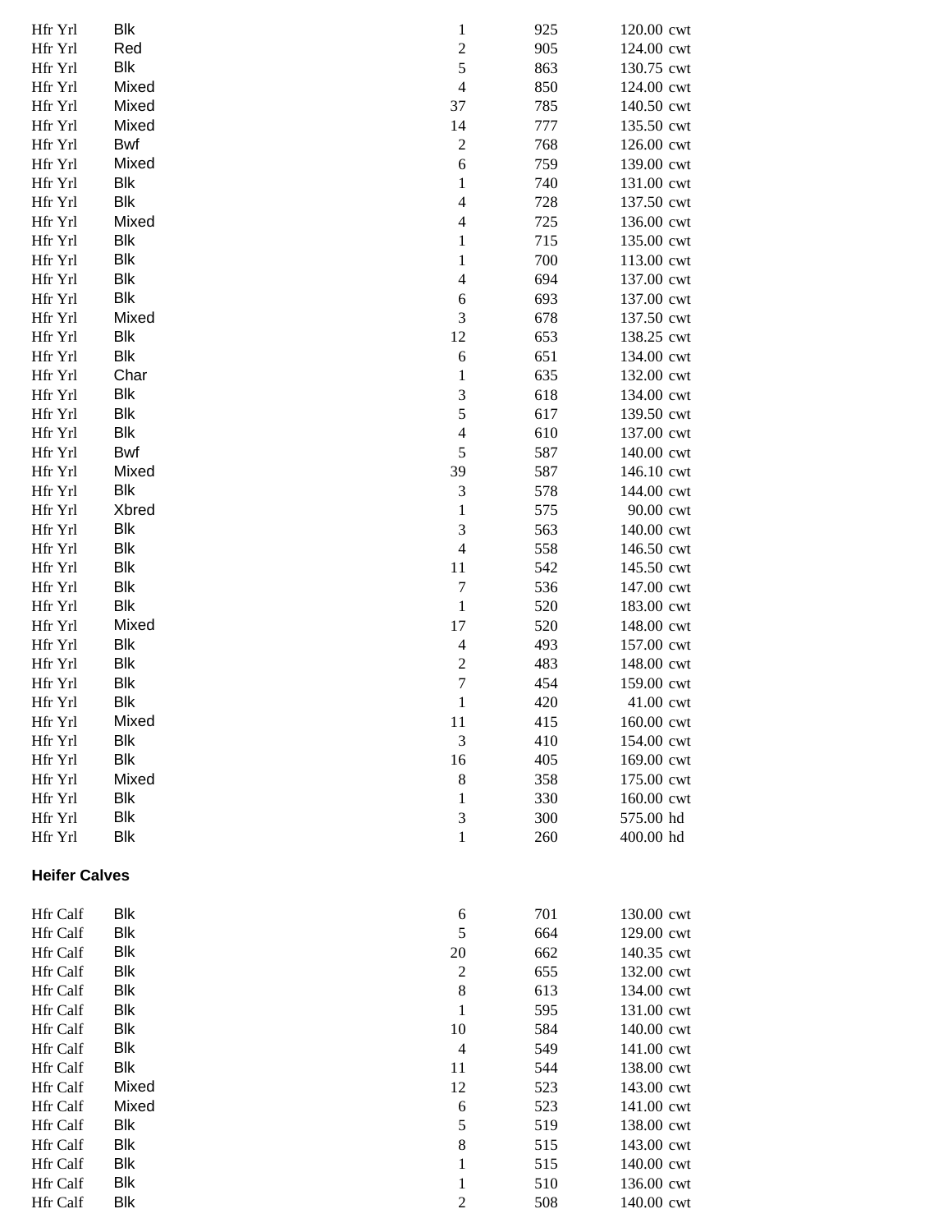| | | | | | |
|---|---|---|---|---|---|
| Hfr Yrl | Blk | 1 | 925 | 120.00 | cwt |
| Hfr Yrl | Red | 2 | 905 | 124.00 | cwt |
| Hfr Yrl | Blk | 5 | 863 | 130.75 | cwt |
| Hfr Yrl | Mixed | 4 | 850 | 124.00 | cwt |
| Hfr Yrl | Mixed | 37 | 785 | 140.50 | cwt |
| Hfr Yrl | Mixed | 14 | 777 | 135.50 | cwt |
| Hfr Yrl | Bwf | 2 | 768 | 126.00 | cwt |
| Hfr Yrl | Mixed | 6 | 759 | 139.00 | cwt |
| Hfr Yrl | Blk | 1 | 740 | 131.00 | cwt |
| Hfr Yrl | Blk | 4 | 728 | 137.50 | cwt |
| Hfr Yrl | Mixed | 4 | 725 | 136.00 | cwt |
| Hfr Yrl | Blk | 1 | 715 | 135.00 | cwt |
| Hfr Yrl | Blk | 1 | 700 | 113.00 | cwt |
| Hfr Yrl | Blk | 4 | 694 | 137.00 | cwt |
| Hfr Yrl | Blk | 6 | 693 | 137.00 | cwt |
| Hfr Yrl | Mixed | 3 | 678 | 137.50 | cwt |
| Hfr Yrl | Blk | 12 | 653 | 138.25 | cwt |
| Hfr Yrl | Blk | 6 | 651 | 134.00 | cwt |
| Hfr Yrl | Char | 1 | 635 | 132.00 | cwt |
| Hfr Yrl | Blk | 3 | 618 | 134.00 | cwt |
| Hfr Yrl | Blk | 5 | 617 | 139.50 | cwt |
| Hfr Yrl | Blk | 4 | 610 | 137.00 | cwt |
| Hfr Yrl | Bwf | 5 | 587 | 140.00 | cwt |
| Hfr Yrl | Mixed | 39 | 587 | 146.10 | cwt |
| Hfr Yrl | Blk | 3 | 578 | 144.00 | cwt |
| Hfr Yrl | Xbred | 1 | 575 | 90.00 | cwt |
| Hfr Yrl | Blk | 3 | 563 | 140.00 | cwt |
| Hfr Yrl | Blk | 4 | 558 | 146.50 | cwt |
| Hfr Yrl | Blk | 11 | 542 | 145.50 | cwt |
| Hfr Yrl | Blk | 7 | 536 | 147.00 | cwt |
| Hfr Yrl | Blk | 1 | 520 | 183.00 | cwt |
| Hfr Yrl | Mixed | 17 | 520 | 148.00 | cwt |
| Hfr Yrl | Blk | 4 | 493 | 157.00 | cwt |
| Hfr Yrl | Blk | 2 | 483 | 148.00 | cwt |
| Hfr Yrl | Blk | 7 | 454 | 159.00 | cwt |
| Hfr Yrl | Blk | 1 | 420 | 41.00 | cwt |
| Hfr Yrl | Mixed | 11 | 415 | 160.00 | cwt |
| Hfr Yrl | Blk | 3 | 410 | 154.00 | cwt |
| Hfr Yrl | Blk | 16 | 405 | 169.00 | cwt |
| Hfr Yrl | Mixed | 8 | 358 | 175.00 | cwt |
| Hfr Yrl | Blk | 1 | 330 | 160.00 | cwt |
| Hfr Yrl | Blk | 3 | 300 | 575.00 | hd |
| Hfr Yrl | Blk | 1 | 260 | 400.00 | hd |

**Heifer Calves**

| | | | | | |
|---|---|---|---|---|---|
| Hfr Calf | Blk | 6 | 701 | 130.00 | cwt |
| Hfr Calf | Blk | 5 | 664 | 129.00 | cwt |
| Hfr Calf | Blk | 20 | 662 | 140.35 | cwt |
| Hfr Calf | Blk | 2 | 655 | 132.00 | cwt |
| Hfr Calf | Blk | 8 | 613 | 134.00 | cwt |
| Hfr Calf | Blk | 1 | 595 | 131.00 | cwt |
| Hfr Calf | Blk | 10 | 584 | 140.00 | cwt |
| Hfr Calf | Blk | 4 | 549 | 141.00 | cwt |
| Hfr Calf | Blk | 11 | 544 | 138.00 | cwt |
| Hfr Calf | Mixed | 12 | 523 | 143.00 | cwt |
| Hfr Calf | Mixed | 6 | 523 | 141.00 | cwt |
| Hfr Calf | Blk | 5 | 519 | 138.00 | cwt |
| Hfr Calf | Blk | 8 | 515 | 143.00 | cwt |
| Hfr Calf | Blk | 1 | 515 | 140.00 | cwt |
| Hfr Calf | Blk | 1 | 510 | 136.00 | cwt |
| Hfr Calf | Blk | 2 | 508 | 140.00 | cwt |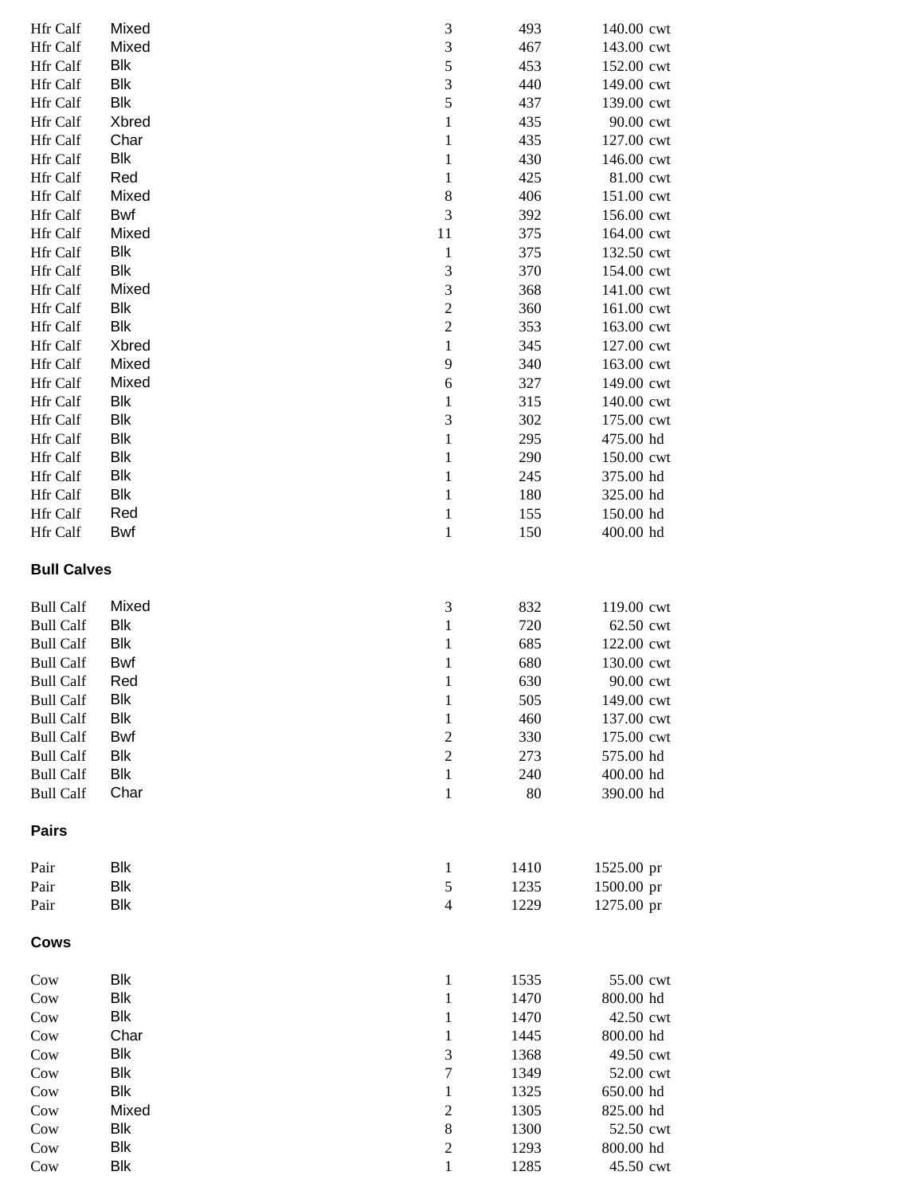| | | | | | |
|---|---|---|---|---|---|
| Hfr Calf | Mixed | 3 | 493 | 140.00 | cwt |
| Hfr Calf | Mixed | 3 | 467 | 143.00 | cwt |
| Hfr Calf | Blk | 5 | 453 | 152.00 | cwt |
| Hfr Calf | Blk | 3 | 440 | 149.00 | cwt |
| Hfr Calf | Blk | 5 | 437 | 139.00 | cwt |
| Hfr Calf | Xbred | 1 | 435 | 90.00 | cwt |
| Hfr Calf | Char | 1 | 435 | 127.00 | cwt |
| Hfr Calf | Blk | 1 | 430 | 146.00 | cwt |
| Hfr Calf | Red | 1 | 425 | 81.00 | cwt |
| Hfr Calf | Mixed | 8 | 406 | 151.00 | cwt |
| Hfr Calf | Bwf | 3 | 392 | 156.00 | cwt |
| Hfr Calf | Mixed | 11 | 375 | 164.00 | cwt |
| Hfr Calf | Blk | 1 | 375 | 132.50 | cwt |
| Hfr Calf | Blk | 3 | 370 | 154.00 | cwt |
| Hfr Calf | Mixed | 3 | 368 | 141.00 | cwt |
| Hfr Calf | Blk | 2 | 360 | 161.00 | cwt |
| Hfr Calf | Blk | 2 | 353 | 163.00 | cwt |
| Hfr Calf | Xbred | 1 | 345 | 127.00 | cwt |
| Hfr Calf | Mixed | 9 | 340 | 163.00 | cwt |
| Hfr Calf | Mixed | 6 | 327 | 149.00 | cwt |
| Hfr Calf | Blk | 1 | 315 | 140.00 | cwt |
| Hfr Calf | Blk | 3 | 302 | 175.00 | cwt |
| Hfr Calf | Blk | 1 | 295 | 475.00 | hd |
| Hfr Calf | Blk | 1 | 290 | 150.00 | cwt |
| Hfr Calf | Blk | 1 | 245 | 375.00 | hd |
| Hfr Calf | Blk | 1 | 180 | 325.00 | hd |
| Hfr Calf | Red | 1 | 155 | 150.00 | hd |
| Hfr Calf | Bwf | 1 | 150 | 400.00 | hd |

**Bull Calves**

| | | | | | |
|---|---|---|---|---|---|
| Bull Calf | Mixed | 3 | 832 | 119.00 | cwt |
| Bull Calf | Blk | 1 | 720 | 62.50 | cwt |
| Bull Calf | Blk | 1 | 685 | 122.00 | cwt |
| Bull Calf | Bwf | 1 | 680 | 130.00 | cwt |
| Bull Calf | Red | 1 | 630 | 90.00 | cwt |
| Bull Calf | Blk | 1 | 505 | 149.00 | cwt |
| Bull Calf | Blk | 1 | 460 | 137.00 | cwt |
| Bull Calf | Bwf | 2 | 330 | 175.00 | cwt |
| Bull Calf | Blk | 2 | 273 | 575.00 | hd |
| Bull Calf | Blk | 1 | 240 | 400.00 | hd |
| Bull Calf | Char | 1 | 80 | 390.00 | hd |

**Pairs**

| | | | | | |
|---|---|---|---|---|---|
| Pair | Blk | 1 | 1410 | 1525.00 | pr |
| Pair | Blk | 5 | 1235 | 1500.00 | pr |
| Pair | Blk | 4 | 1229 | 1275.00 | pr |

**Cows**

| | | | | | |
|---|---|---|---|---|---|
| Cow | Blk | 1 | 1535 | 55.00 | cwt |
| Cow | Blk | 1 | 1470 | 800.00 | hd |
| Cow | Blk | 1 | 1470 | 42.50 | cwt |
| Cow | Char | 1 | 1445 | 800.00 | hd |
| Cow | Blk | 3 | 1368 | 49.50 | cwt |
| Cow | Blk | 7 | 1349 | 52.00 | cwt |
| Cow | Blk | 1 | 1325 | 650.00 | hd |
| Cow | Mixed | 2 | 1305 | 825.00 | hd |
| Cow | Blk | 8 | 1300 | 52.50 | cwt |
| Cow | Blk | 2 | 1293 | 800.00 | hd |
| Cow | Blk | 1 | 1285 | 45.50 | cwt |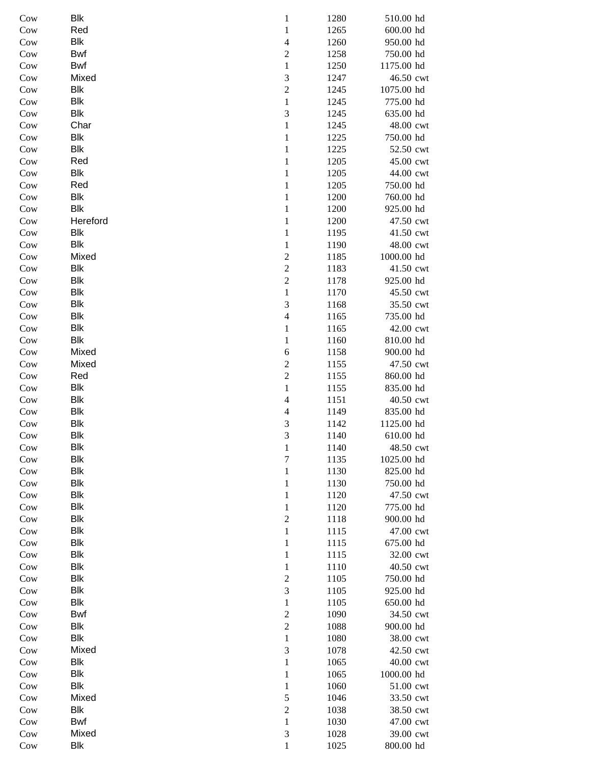| | | | | | |
|---|---|---|---|---|---|
| Cow | Blk | 1 | 1280 | 510.00 | hd |
| Cow | Red | 1 | 1265 | 600.00 | hd |
| Cow | Blk | 4 | 1260 | 950.00 | hd |
| Cow | Bwf | 2 | 1258 | 750.00 | hd |
| Cow | Bwf | 1 | 1250 | 1175.00 | hd |
| Cow | Mixed | 3 | 1247 | 46.50 | cwt |
| Cow | Blk | 2 | 1245 | 1075.00 | hd |
| Cow | Blk | 1 | 1245 | 775.00 | hd |
| Cow | Blk | 3 | 1245 | 635.00 | hd |
| Cow | Char | 1 | 1245 | 48.00 | cwt |
| Cow | Blk | 1 | 1225 | 750.00 | hd |
| Cow | Blk | 1 | 1225 | 52.50 | cwt |
| Cow | Red | 1 | 1205 | 45.00 | cwt |
| Cow | Blk | 1 | 1205 | 44.00 | cwt |
| Cow | Red | 1 | 1205 | 750.00 | hd |
| Cow | Blk | 1 | 1200 | 760.00 | hd |
| Cow | Blk | 1 | 1200 | 925.00 | hd |
| Cow | Hereford | 1 | 1200 | 47.50 | cwt |
| Cow | Blk | 1 | 1195 | 41.50 | cwt |
| Cow | Blk | 1 | 1190 | 48.00 | cwt |
| Cow | Mixed | 2 | 1185 | 1000.00 | hd |
| Cow | Blk | 2 | 1183 | 41.50 | cwt |
| Cow | Blk | 2 | 1178 | 925.00 | hd |
| Cow | Blk | 1 | 1170 | 45.50 | cwt |
| Cow | Blk | 3 | 1168 | 35.50 | cwt |
| Cow | Blk | 4 | 1165 | 735.00 | hd |
| Cow | Blk | 1 | 1165 | 42.00 | cwt |
| Cow | Blk | 1 | 1160 | 810.00 | hd |
| Cow | Mixed | 6 | 1158 | 900.00 | hd |
| Cow | Mixed | 2 | 1155 | 47.50 | cwt |
| Cow | Red | 2 | 1155 | 860.00 | hd |
| Cow | Blk | 1 | 1155 | 835.00 | hd |
| Cow | Blk | 4 | 1151 | 40.50 | cwt |
| Cow | Blk | 4 | 1149 | 835.00 | hd |
| Cow | Blk | 3 | 1142 | 1125.00 | hd |
| Cow | Blk | 3 | 1140 | 610.00 | hd |
| Cow | Blk | 1 | 1140 | 48.50 | cwt |
| Cow | Blk | 7 | 1135 | 1025.00 | hd |
| Cow | Blk | 1 | 1130 | 825.00 | hd |
| Cow | Blk | 1 | 1130 | 750.00 | hd |
| Cow | Blk | 1 | 1120 | 47.50 | cwt |
| Cow | Blk | 1 | 1120 | 775.00 | hd |
| Cow | Blk | 2 | 1118 | 900.00 | hd |
| Cow | Blk | 1 | 1115 | 47.00 | cwt |
| Cow | Blk | 1 | 1115 | 675.00 | hd |
| Cow | Blk | 1 | 1115 | 32.00 | cwt |
| Cow | Blk | 1 | 1110 | 40.50 | cwt |
| Cow | Blk | 2 | 1105 | 750.00 | hd |
| Cow | Blk | 3 | 1105 | 925.00 | hd |
| Cow | Blk | 1 | 1105 | 650.00 | hd |
| Cow | Bwf | 2 | 1090 | 34.50 | cwt |
| Cow | Blk | 2 | 1088 | 900.00 | hd |
| Cow | Blk | 1 | 1080 | 38.00 | cwt |
| Cow | Mixed | 3 | 1078 | 42.50 | cwt |
| Cow | Blk | 1 | 1065 | 40.00 | cwt |
| Cow | Blk | 1 | 1065 | 1000.00 | hd |
| Cow | Blk | 1 | 1060 | 51.00 | cwt |
| Cow | Mixed | 5 | 1046 | 33.50 | cwt |
| Cow | Blk | 2 | 1038 | 38.50 | cwt |
| Cow | Bwf | 1 | 1030 | 47.00 | cwt |
| Cow | Mixed | 3 | 1028 | 39.00 | cwt |
| Cow | Blk | 1 | 1025 | 800.00 | hd |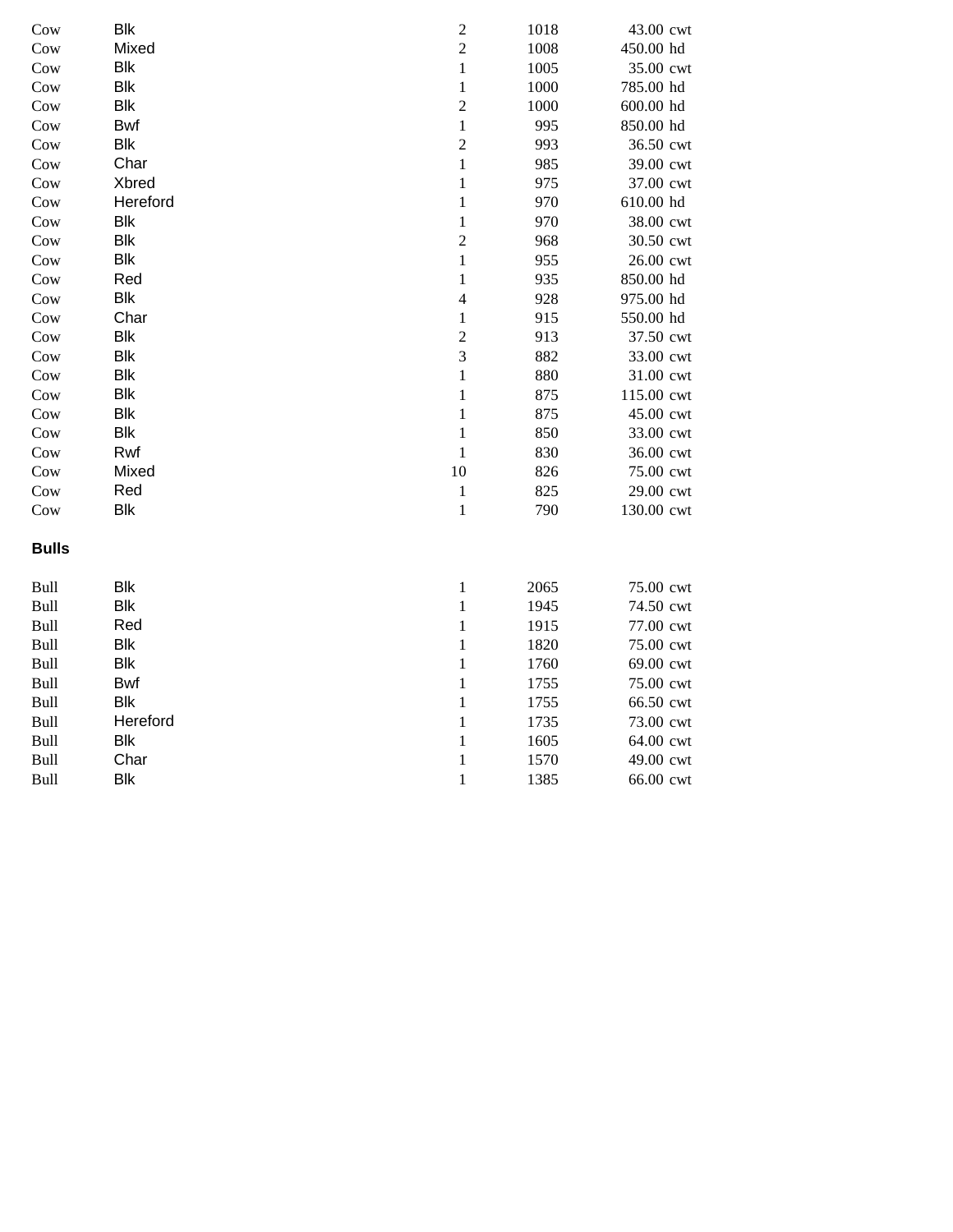| | | | | | |
|---|---|---|---|---|---|
| Cow | Blk | 2 | 1018 | 43.00 | cwt |
| Cow | Mixed | 2 | 1008 | 450.00 | hd |
| Cow | Blk | 1 | 1005 | 35.00 | cwt |
| Cow | Blk | 1 | 1000 | 785.00 | hd |
| Cow | Blk | 2 | 1000 | 600.00 | hd |
| Cow | Bwf | 1 | 995 | 850.00 | hd |
| Cow | Blk | 2 | 993 | 36.50 | cwt |
| Cow | Char | 1 | 985 | 39.00 | cwt |
| Cow | Xbred | 1 | 975 | 37.00 | cwt |
| Cow | Hereford | 1 | 970 | 610.00 | hd |
| Cow | Blk | 1 | 970 | 38.00 | cwt |
| Cow | Blk | 2 | 968 | 30.50 | cwt |
| Cow | Blk | 1 | 955 | 26.00 | cwt |
| Cow | Red | 1 | 935 | 850.00 | hd |
| Cow | Blk | 4 | 928 | 975.00 | hd |
| Cow | Char | 1 | 915 | 550.00 | hd |
| Cow | Blk | 2 | 913 | 37.50 | cwt |
| Cow | Blk | 3 | 882 | 33.00 | cwt |
| Cow | Blk | 1 | 880 | 31.00 | cwt |
| Cow | Blk | 1 | 875 | 115.00 | cwt |
| Cow | Blk | 1 | 875 | 45.00 | cwt |
| Cow | Blk | 1 | 850 | 33.00 | cwt |
| Cow | Rwf | 1 | 830 | 36.00 | cwt |
| Cow | Mixed | 10 | 826 | 75.00 | cwt |
| Cow | Red | 1 | 825 | 29.00 | cwt |
| Cow | Blk | 1 | 790 | 130.00 | cwt |

**Bulls**

| | | | | | |
|---|---|---|---|---|---|
| Bull | Blk | 1 | 2065 | 75.00 | cwt |
| Bull | Blk | 1 | 1945 | 74.50 | cwt |
| Bull | Red | 1 | 1915 | 77.00 | cwt |
| Bull | Blk | 1 | 1820 | 75.00 | cwt |
| Bull | Blk | 1 | 1760 | 69.00 | cwt |
| Bull | Bwf | 1 | 1755 | 75.00 | cwt |
| Bull | Blk | 1 | 1755 | 66.50 | cwt |
| Bull | Hereford | 1 | 1735 | 73.00 | cwt |
| Bull | Blk | 1 | 1605 | 64.00 | cwt |
| Bull | Char | 1 | 1570 | 49.00 | cwt |
| Bull | Blk | 1 | 1385 | 66.00 | cwt |